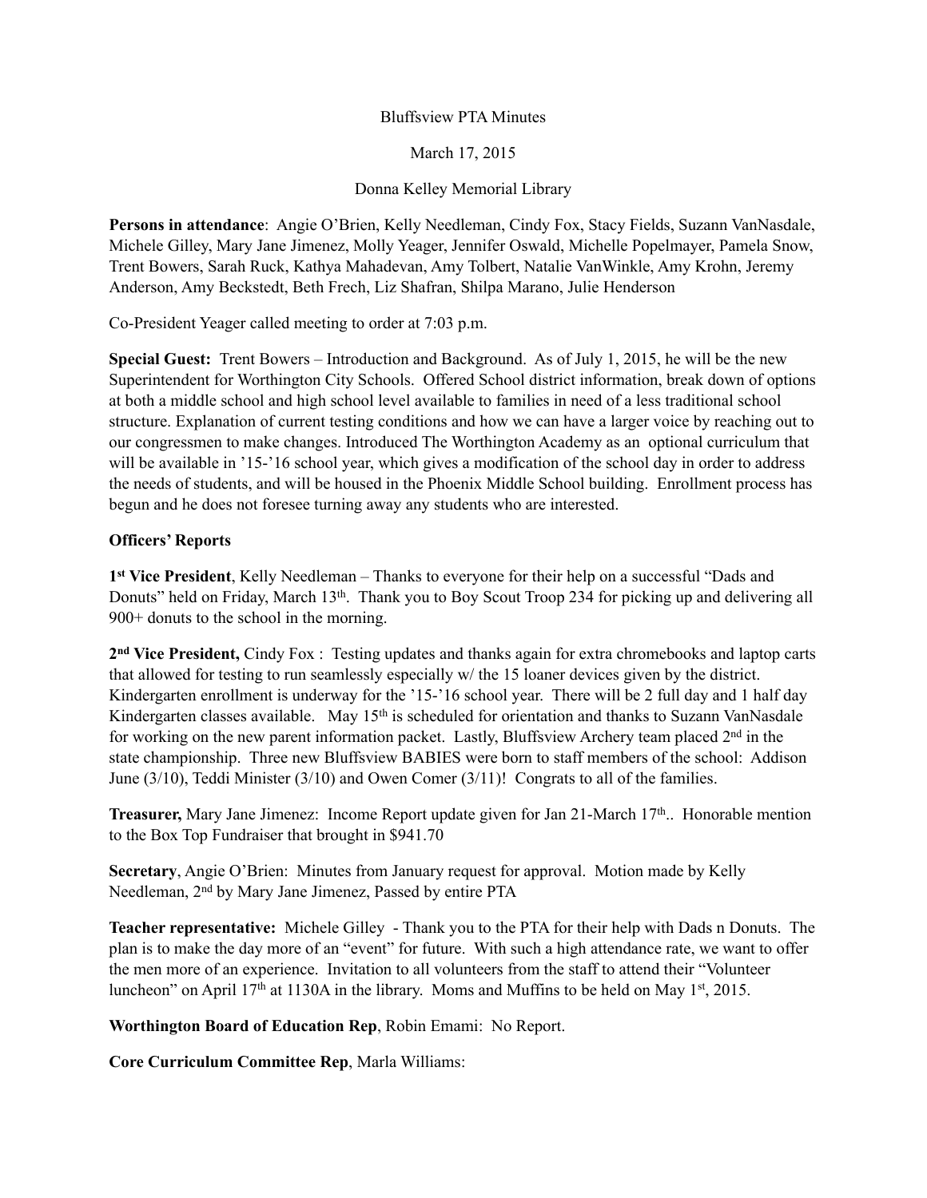Bluffsview PTA Minutes

March 17, 2015

Donna Kelley Memorial Library

**Persons in attendance**: Angie O'Brien, Kelly Needleman, Cindy Fox, Stacy Fields, Suzann VanNasdale, Michele Gilley, Mary Jane Jimenez, Molly Yeager, Jennifer Oswald, Michelle Popelmayer, Pamela Snow, Trent Bowers, Sarah Ruck, Kathya Mahadevan, Amy Tolbert, Natalie VanWinkle, Amy Krohn, Jeremy Anderson, Amy Beckstedt, Beth Frech, Liz Shafran, Shilpa Marano, Julie Henderson

Co-President Yeager called meeting to order at 7:03 p.m.

**Special Guest:** Trent Bowers – Introduction and Background. As of July 1, 2015, he will be the new Superintendent for Worthington City Schools. Offered School district information, break down of options at both a middle school and high school level available to families in need of a less traditional school structure. Explanation of current testing conditions and how we can have a larger voice by reaching out to our congressmen to make changes. Introduced The Worthington Academy as an optional curriculum that will be available in '15-'16 school year, which gives a modification of the school day in order to address the needs of students, and will be housed in the Phoenix Middle School building. Enrollment process has begun and he does not foresee turning away any students who are interested.

**Officers' Reports**

**1st Vice President**, Kelly Needleman – Thanks to everyone for their help on a successful "Dads and Donuts" held on Friday, March 13th. Thank you to Boy Scout Troop 234 for picking up and delivering all 900+ donuts to the school in the morning.

**2nd Vice President,** Cindy Fox : Testing updates and thanks again for extra chromebooks and laptop carts that allowed for testing to run seamlessly especially w/ the 15 loaner devices given by the district. Kindergarten enrollment is underway for the '15-'16 school year. There will be 2 full day and 1 half day Kindergarten classes available. May 15th is scheduled for orientation and thanks to Suzann VanNasdale for working on the new parent information packet. Lastly, Bluffsview Archery team placed 2nd in the state championship. Three new Bluffsview BABIES were born to staff members of the school: Addison June (3/10), Teddi Minister (3/10) and Owen Comer (3/11)! Congrats to all of the families.

**Treasurer,** Mary Jane Jimenez: Income Report update given for Jan 21-March 17th.. Honorable mention to the Box Top Fundraiser that brought in $941.70

**Secretary**, Angie O'Brien: Minutes from January request for approval. Motion made by Kelly Needleman, 2nd by Mary Jane Jimenez, Passed by entire PTA

**Teacher representative:** Michele Gilley - Thank you to the PTA for their help with Dads n Donuts. The plan is to make the day more of an "event" for future. With such a high attendance rate, we want to offer the men more of an experience. Invitation to all volunteers from the staff to attend their "Volunteer luncheon" on April 17th at 1130A in the library. Moms and Muffins to be held on May 1st, 2015.

**Worthington Board of Education Rep**, Robin Emami: No Report.

**Core Curriculum Committee Rep**, Marla Williams: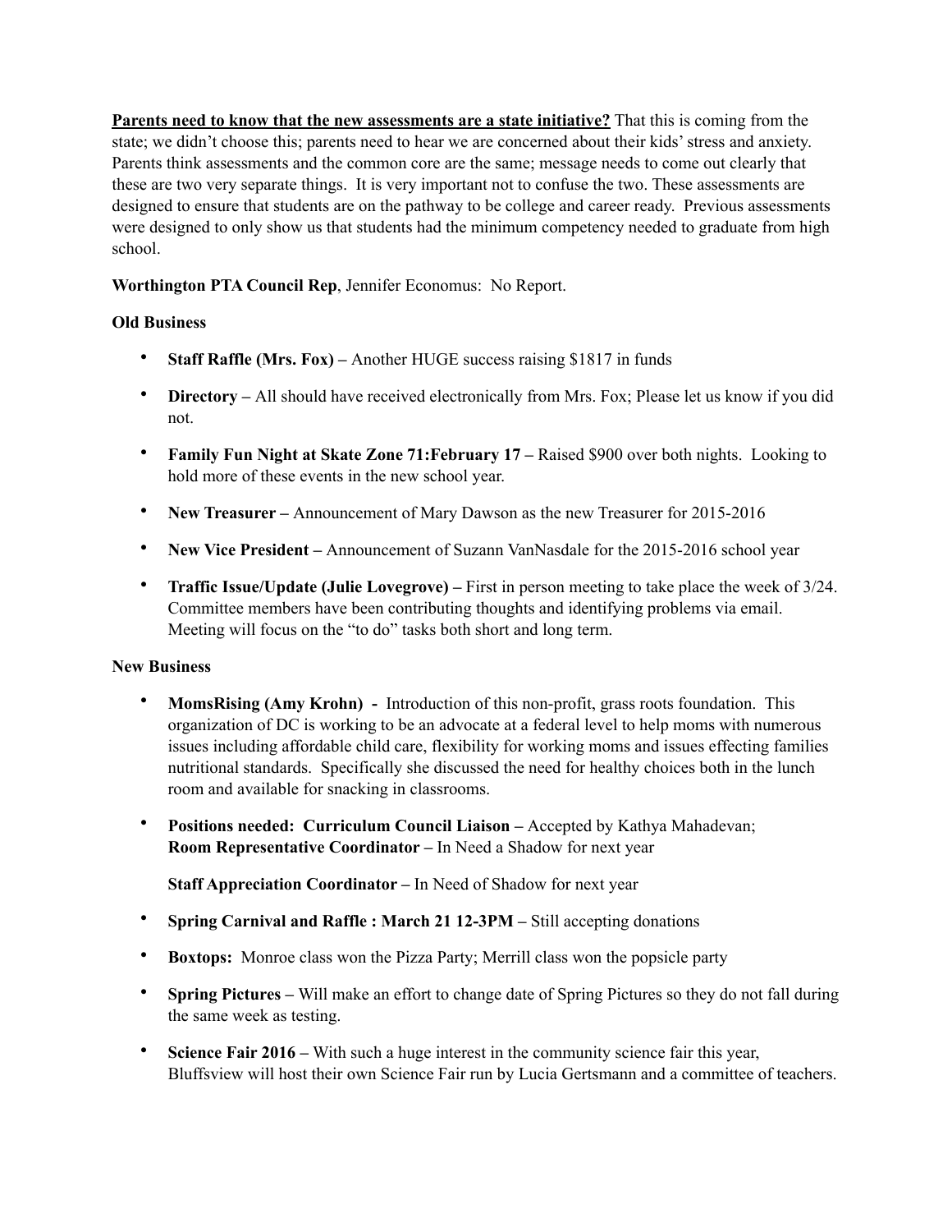**<u>Parents need to know that the new assessments are a state initiative?</u>** That this is coming from the state; we didn't choose this; parents need to hear we are concerned about their kids' stress and anxiety. Parents think assessments and the common core are the same; message needs to come out clearly that these are two very separate things. It is very important not to confuse the two. These assessments are designed to ensure that students are on the pathway to be college and career ready. Previous assessments were designed to only show us that students had the minimum competency needed to graduate from high school.

**Worthington PTA Council Rep**, Jennifer Economus: No Report.

**Old Business**

- **Staff Raffle (Mrs. Fox) –** Another HUGE success raising $1817 in funds
- **Directory –** All should have received electronically from Mrs. Fox; Please let us know if you did not.
- **Family Fun Night at Skate Zone 71:February 17 –** Raised $900 over both nights. Looking to hold more of these events in the new school year.
- **New Treasurer –** Announcement of Mary Dawson as the new Treasurer for 2015-2016
- **New Vice President –** Announcement of Suzann VanNasdale for the 2015-2016 school year
- **Traffic Issue/Update (Julie Lovegrove) –** First in person meeting to take place the week of 3/24. Committee members have been contributing thoughts and identifying problems via email. Meeting will focus on the "to do" tasks both short and long term.

**New Business**

- **MomsRising (Amy Krohn) -** Introduction of this non-profit, grass roots foundation. This organization of DC is working to be an advocate at a federal level to help moms with numerous issues including affordable child care, flexibility for working moms and issues effecting families nutritional standards. Specifically she discussed the need for healthy choices both in the lunch room and available for snacking in classrooms.
- **Positions needed: Curriculum Council Liaison –** Accepted by Kathya Mahadevan;
  **Room Representative Coordinator –** In Need a Shadow for next year

  **Staff Appreciation Coordinator –** In Need of Shadow for next year
- **Spring Carnival and Raffle : March 21 12-3PM –** Still accepting donations
- **Boxtops:** Monroe class won the Pizza Party; Merrill class won the popsicle party
- **Spring Pictures –** Will make an effort to change date of Spring Pictures so they do not fall during the same week as testing.
- **Science Fair 2016 –** With such a huge interest in the community science fair this year, Bluffsview will host their own Science Fair run by Lucia Gertsmann and a committee of teachers.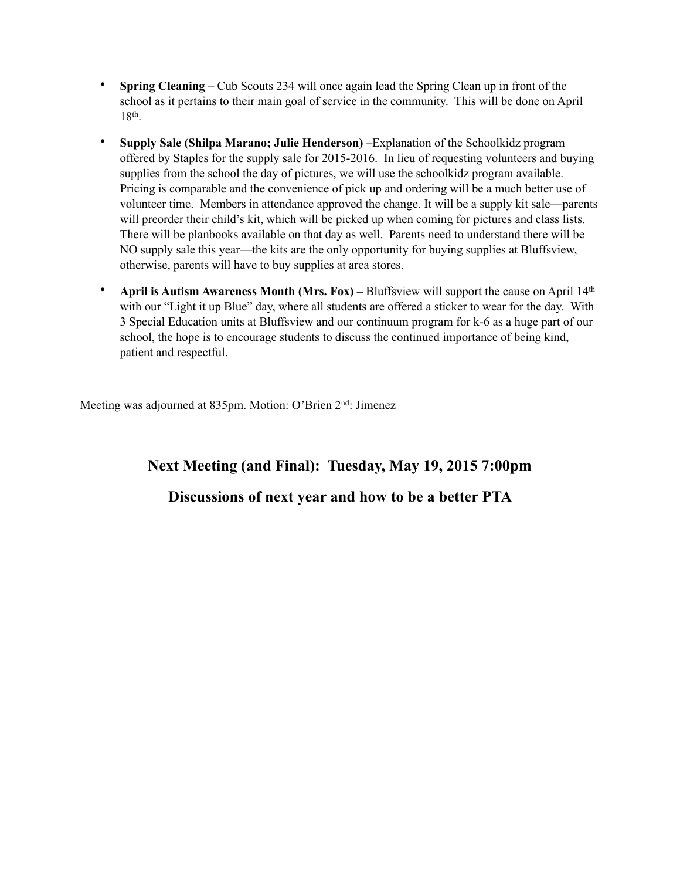- **Spring Cleaning –** Cub Scouts 234 will once again lead the Spring Clean up in front of the school as it pertains to their main goal of service in the community. This will be done on April 18th.
- **Supply Sale (Shilpa Marano; Julie Henderson) –**Explanation of the Schoolkidz program offered by Staples for the supply sale for 2015-2016. In lieu of requesting volunteers and buying supplies from the school the day of pictures, we will use the schoolkidz program available. Pricing is comparable and the convenience of pick up and ordering will be a much better use of volunteer time. Members in attendance approved the change. It will be a supply kit sale—parents will preorder their child's kit, which will be picked up when coming for pictures and class lists. There will be planbooks available on that day as well. Parents need to understand there will be NO supply sale this year—the kits are the only opportunity for buying supplies at Bluffsview, otherwise, parents will have to buy supplies at area stores.
- **April is Autism Awareness Month (Mrs. Fox) –** Bluffsview will support the cause on April 14th with our "Light it up Blue" day, where all students are offered a sticker to wear for the day. With 3 Special Education units at Bluffsview and our continuum program for k-6 as a huge part of our school, the hope is to encourage students to discuss the continued importance of being kind, patient and respectful.

Meeting was adjourned at 835pm. Motion: O'Brien 2nd: Jimenez

## Next Meeting (and Final): Tuesday, May 19, 2015 7:00pm

## Discussions of next year and how to be a better PTA